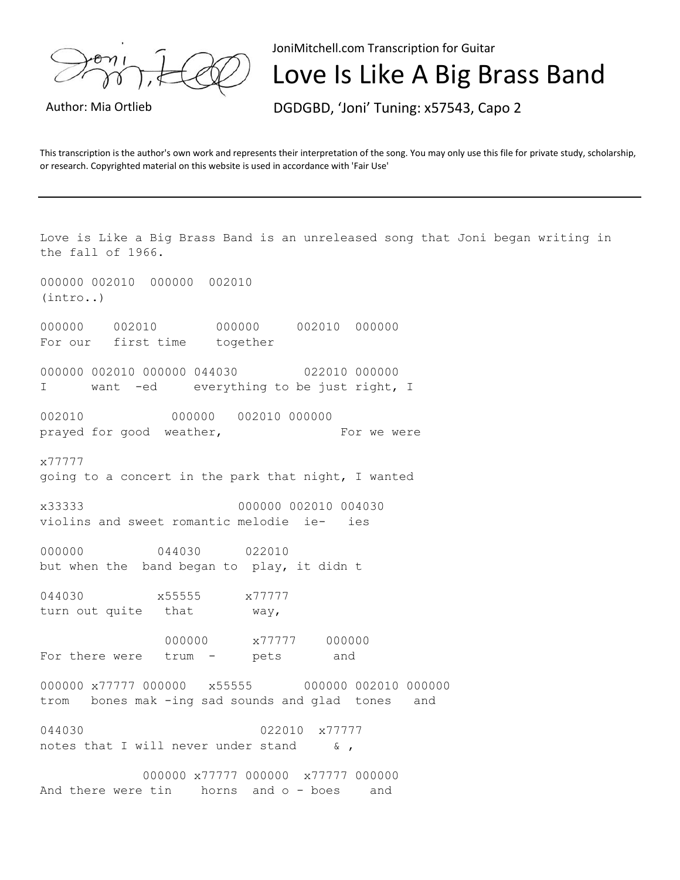JoniMitchell.com Transcription for Guitar

# Love Is Like A Big Brass Band

Author: Mia Ortlieb

DGDGBD, 'Joni' Tuning: x57543, Capo 2

This transcription is the author's own work and represents their interpretation of the song. You may only use this file for private study, scholarship, or research. Copyrighted material on this website is used in accordance with 'Fair Use'

---

```
Love is Like a Big Brass Band is an unreleased song that Joni began writing in
the fall of 1966.

000000 002010  000000  002010
(intro..)

000000    002010        000000     002010  000000
For our   first time    together

000000 002010 000000 044030         022010 000000
I      want  -ed     everything to be just right, I

002010            000000   002010 000000
prayed for good  weather,                For we were

x77777
going to a concert in the park that night, I wanted

x33333                      000000 002010 004030
violins and sweet romantic melodie  ie-   ies

000000          044030      022010
but when the  band began to  play, it didn t

044030          x55555      x77777
turn out quite   that        way,

                 000000      x77777    000000
For there were   trum  -     pets       and

000000 x77777 000000   x55555       000000 002010 000000
trom   bones mak -ing sad sounds and glad  tones   and

044030                        022010  x77777
notes that I will never under stand     & ,

              000000 x77777 000000  x77777 000000
And there were tin    horns  and o - boes    and
```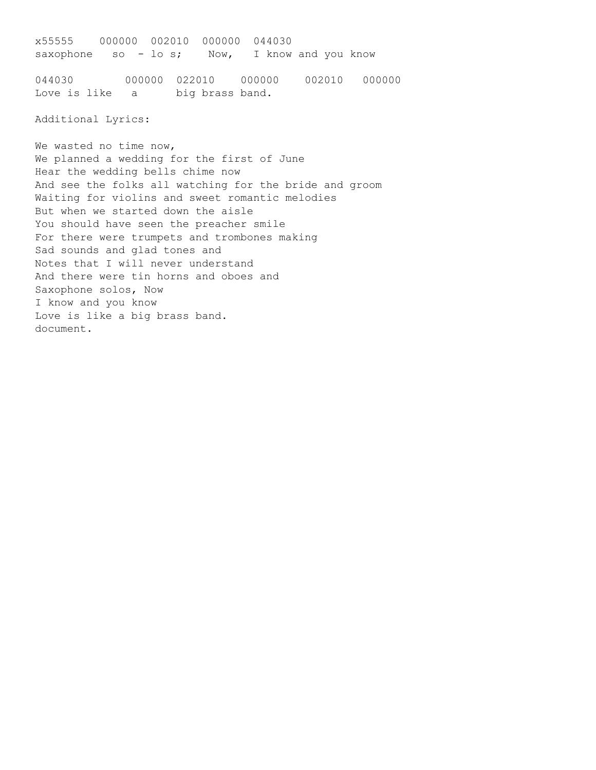```
x55555    000000  002010  000000  044030
saxophone   so  - lo s;    Now,   I know and you know

044030        000000  022010    000000    002010   000000
Love is like   a      big brass band.
```

Additional Lyrics:

We wasted no time now,
We planned a wedding for the first of June
Hear the wedding bells chime now
And see the folks all watching for the bride and groom
Waiting for violins and sweet romantic melodies
But when we started down the aisle
You should have seen the preacher smile
For there were trumpets and trombones making
Sad sounds and glad tones and
Notes that I will never understand
And there were tin horns and oboes and
Saxophone solos, Now
I know and you know
Love is like a big brass band.
document.